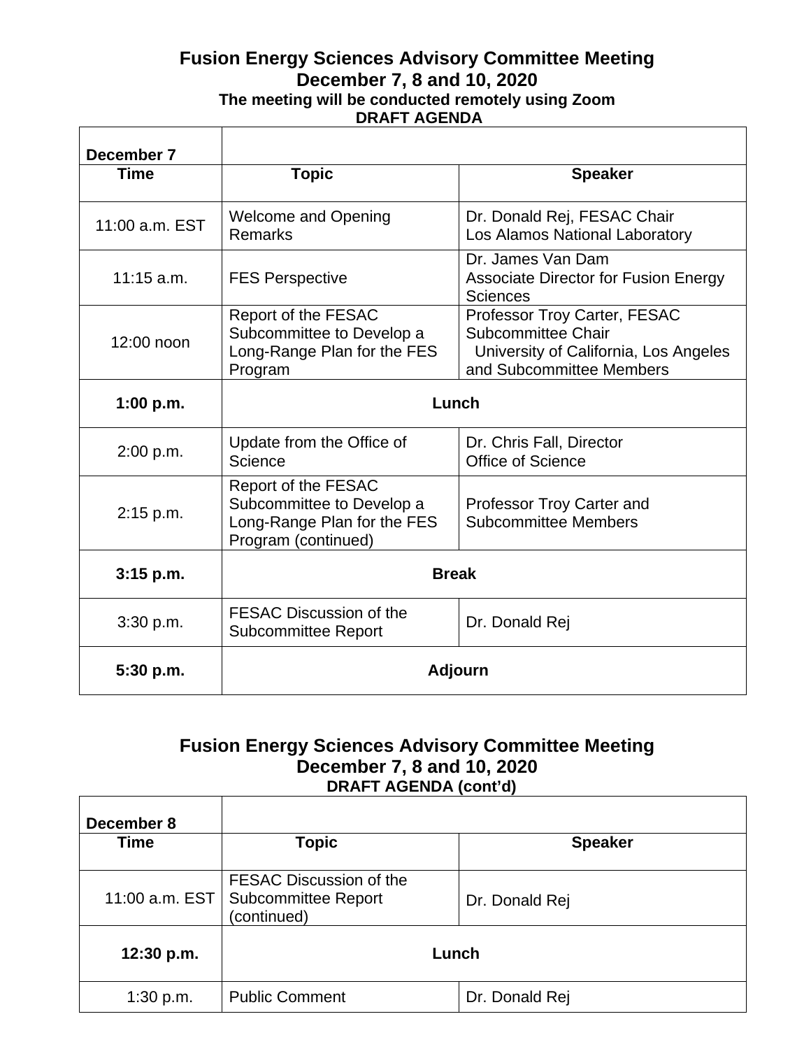# Fusion Energy Sciences Advisory Committee Meeting
## December 7, 8 and 10, 2020
### The meeting will be conducted remotely using Zoom
### DRAFT AGENDA

| **December 7** | | |
|---|---|---|
| **Time** | **Topic** | **Speaker** |
| 11:00 a.m. EST | Welcome and Opening Remarks | Dr. Donald Rej, FESAC Chair<br>Los Alamos National Laboratory |
| 11:15 a.m. | FES Perspective | Dr. James Van Dam<br>Associate Director for Fusion Energy Sciences |
| 12:00 noon | Report of the FESAC Subcommittee to Develop a Long-Range Plan for the FES Program | Professor Troy Carter, FESAC Subcommittee Chair<br>University of California, Los Angeles and Subcommittee Members |
| **1:00 p.m.** | **Lunch** | |
| 2:00 p.m. | Update from the Office of Science | Dr. Chris Fall, Director<br>Office of Science |
| 2:15 p.m. | Report of the FESAC Subcommittee to Develop a Long-Range Plan for the FES Program (continued) | Professor Troy Carter and Subcommittee Members |
| **3:15 p.m.** | **Break** | |
| 3:30 p.m. | FESAC Discussion of the Subcommittee Report | Dr. Donald Rej |
| **5:30 p.m.** | **Adjourn** | |

# Fusion Energy Sciences Advisory Committee Meeting
## December 7, 8 and 10, 2020
### DRAFT AGENDA (cont'd)

| **December 8** | | |
|---|---|---|
| **Time** | **Topic** | **Speaker** |
| 11:00 a.m. EST | FESAC Discussion of the Subcommittee Report (continued) | Dr. Donald Rej |
| **12:30 p.m.** | **Lunch** | |
| 1:30 p.m. | Public Comment | Dr. Donald Rej |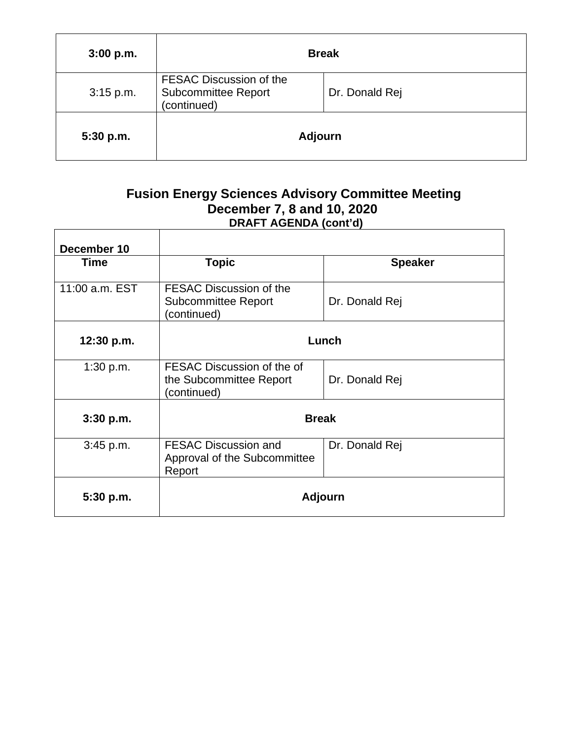| | | |
|---|---|---|
| **3:00 p.m.** | **Break** | |
| 3:15 p.m. | FESAC Discussion of the Subcommittee Report (continued) | Dr. Donald Rej |
| **5:30 p.m.** | **Adjourn** | |

## Fusion Energy Sciences Advisory Committee Meeting
## December 7, 8 and 10, 2020
### DRAFT AGENDA (cont'd)

| **December 10** | | |
|---|---|---|
| **Time** | **Topic** | **Speaker** |
| 11:00 a.m. EST | FESAC Discussion of the Subcommittee Report (continued) | Dr. Donald Rej |
| **12:30 p.m.** | **Lunch** | |
| 1:30 p.m. | FESAC Discussion of the of the Subcommittee Report (continued) | Dr. Donald Rej |
| **3:30 p.m.** | **Break** | |
| 3:45 p.m. | FESAC Discussion and Approval of the Subcommittee Report | Dr. Donald Rej |
| **5:30 p.m.** | **Adjourn** | |